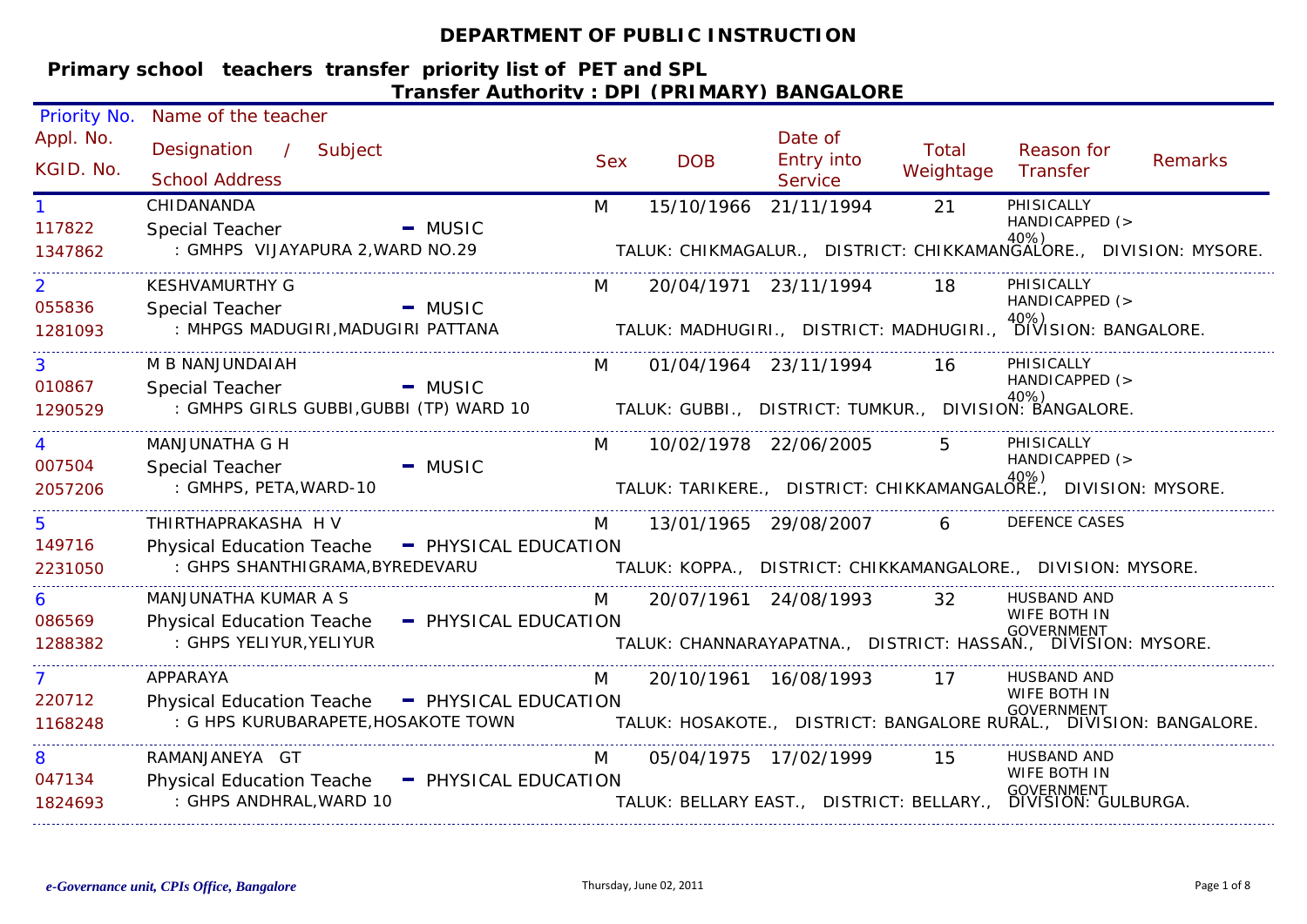# DEPARTMENT OF PUBLIC INSTRUCTION

## Primary school teachers transfer priority list of PET and SPL

### Transfer Authority : DPI (PRIMARY) BANGALORE

| Priority No. / Appl. No. / KGID. No. | Name of the teacher / Designation / Subject / School Address | Sex | DOB | Date of Entry into Service | Total Weightage | Reason for Transfer | Remarks |
|---|---|---|---|---|---|---|---|
| 1 / 117822 / 1347862 | CHIDANANDA / Special Teacher - MUSIC / : GMHPS VIJAYAPURA 2,WARD NO.29 / TALUK: CHIKMAGALUR., DISTRICT: CHIKKAMANGALORE., DIVISION: MYSORE. | M | 15/10/1966 | 21/11/1994 | 21 | PHISICALLY HANDICAPPED (> 40%) | |
| 2 / 055836 / 1281093 | KESHVAMURTHY G / Special Teacher - MUSIC / : MHPGS MADUGIRI,MADUGIRI PATTANA / TALUK: MADHUGIRI., DISTRICT: MADHUGIRI., DIVISION: BANGALORE. | M | 20/04/1971 | 23/11/1994 | 18 | PHISICALLY HANDICAPPED (> 40%) | |
| 3 / 010867 / 1290529 | M B NANJUNDAIAH / Special Teacher - MUSIC / : GMHPS GIRLS GUBBI,GUBBI (TP) WARD 10 / TALUK: GUBBI., DISTRICT: TUMKUR., DIVISION: BANGALORE. | M | 01/04/1964 | 23/11/1994 | 16 | PHISICALLY HANDICAPPED (> 40%) | |
| 4 / 007504 / 2057206 | MANJUNATHA G H / Special Teacher - MUSIC / : GMHPS, PETA,WARD-10 / TALUK: TARIKERE., DISTRICT: CHIKKAMANGALORE., DIVISION: MYSORE. | M | 10/02/1978 | 22/06/2005 | 5 | PHISICALLY HANDICAPPED (> 40%) | |
| 5 / 149716 / 2231050 | THIRTHAPRAKASHA H V / Physical Education Teache - PHYSICAL EDUCATION / : GHPS SHANTHIGRAMA,BYREDEVARU / TALUK: KOPPA., DISTRICT: CHIKKAMANGALORE., DIVISION: MYSORE. | M | 13/01/1965 | 29/08/2007 | 6 | DEFENCE CASES | |
| 6 / 086569 / 1288382 | MANJUNATHA KUMAR A S / Physical Education Teache - PHYSICAL EDUCATION / : GHPS YELIYUR,YELIYUR / TALUK: CHANNARAYAPATNA., DISTRICT: HASSAN., DIVISION: MYSORE. | M | 20/07/1961 | 24/08/1993 | 32 | HUSBAND AND WIFE BOTH IN GOVERNMENT | |
| 7 / 220712 / 1168248 | APPARAYA / Physical Education Teache - PHYSICAL EDUCATION / : G HPS KURUBARAPETE,HOSAKOTE TOWN / TALUK: HOSAKOTE., DISTRICT: BANGALORE RURAL., DIVISION: BANGALORE. | M | 20/10/1961 | 16/08/1993 | 17 | HUSBAND AND WIFE BOTH IN GOVERNMENT | |
| 8 / 047134 / 1824693 | RAMANJANEYA GT / Physical Education Teache - PHYSICAL EDUCATION / : GHPS ANDHRAL,WARD 10 / TALUK: BELLARY EAST., DISTRICT: BELLARY., DIVISION: GULBURGA. | M | 05/04/1975 | 17/02/1999 | 15 | HUSBAND AND WIFE BOTH IN GOVERNMENT | |

*e-Governance unit, CPIs Office, Bangalore* Thursday, June 02, 2011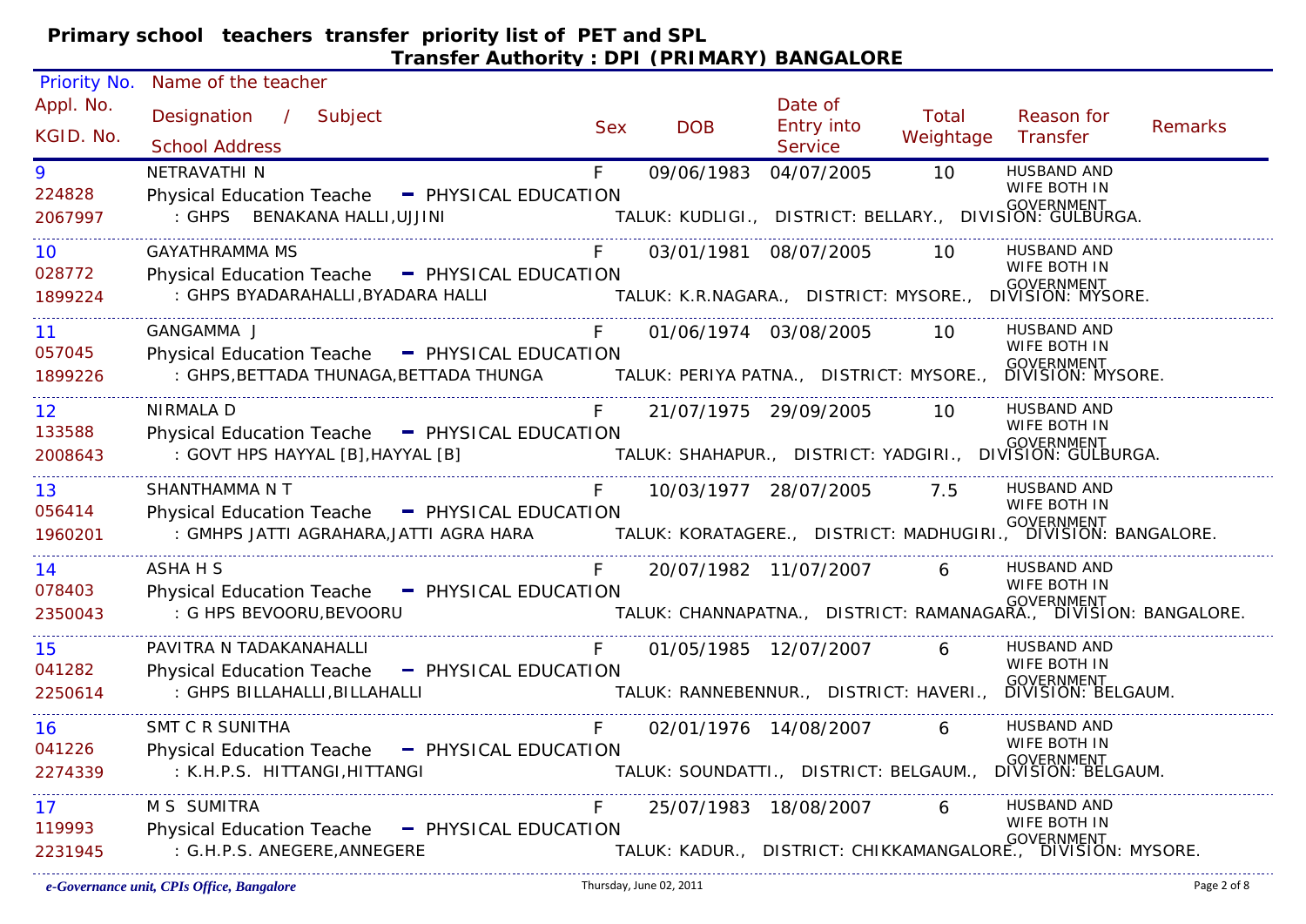# Primary school teachers transfer priority list of PET and SPL

## Transfer Authority : DPI (PRIMARY) BANGALORE

| Priority No. / Appl. No. / KGID. No. | Name of the teacher / Designation / Subject / School Address | Sex | DOB | Date of Entry into Service | Total Weightage | Reason for Transfer | Remarks |
|---|---|---|---|---|---|---|---|
| 9 / 224828 / 2067997 | NETRAVATHI N / Physical Education Teache - PHYSICAL EDUCATION / : GHPS BENAKANA HALLI,UJJINI TALUK: KUDLIGI., DISTRICT: BELLARY., DIVISION: GULBURGA. | F | 09/06/1983 | 04/07/2005 | 10 | HUSBAND AND WIFE BOTH IN GOVERNMENT | |
| 10 / 028772 / 1899224 | GAYATHRAMMA MS / Physical Education Teache - PHYSICAL EDUCATION / : GHPS BYADARAHALLI,BYADARA HALLI TALUK: K.R.NAGARA., DISTRICT: MYSORE., DIVISION: MYSORE. | F | 03/01/1981 | 08/07/2005 | 10 | HUSBAND AND WIFE BOTH IN GOVERNMENT | |
| 11 / 057045 / 1899226 | GANGAMMA J / Physical Education Teache - PHYSICAL EDUCATION / : GHPS,BETTADA THUNAGA,BETTADA THUNGA TALUK: PERIYA PATNA., DISTRICT: MYSORE., DIVISION: MYSORE. | F | 01/06/1974 | 03/08/2005 | 10 | HUSBAND AND WIFE BOTH IN GOVERNMENT | |
| 12 / 133588 / 2008643 | NIRMALA D / Physical Education Teache - PHYSICAL EDUCATION / : GOVT HPS HAYYAL [B],HAYYAL [B] TALUK: SHAHAPUR., DISTRICT: YADGIRI., DIVISION: GULBURGA. | F | 21/07/1975 | 29/09/2005 | 10 | HUSBAND AND WIFE BOTH IN GOVERNMENT | |
| 13 / 056414 / 1960201 | SHANTHAMMA N T / Physical Education Teache - PHYSICAL EDUCATION / : GMHPS JATTI AGRAHARA,JATTI AGRA HARA TALUK: KORATAGERE., DISTRICT: MADHUGIRI., DIVISION: BANGALORE. | F | 10/03/1977 | 28/07/2005 | 7.5 | HUSBAND AND WIFE BOTH IN GOVERNMENT | |
| 14 / 078403 / 2350043 | ASHA H S / Physical Education Teache - PHYSICAL EDUCATION / : G HPS BEVOORU,BEVOORU TALUK: CHANNAPATNA., DISTRICT: RAMANAGARA., DIVISION: BANGALORE. | F | 20/07/1982 | 11/07/2007 | 6 | HUSBAND AND WIFE BOTH IN GOVERNMENT | |
| 15 / 041282 / 2250614 | PAVITRA N TADAKANAHALLI / Physical Education Teache - PHYSICAL EDUCATION / : GHPS BILLAHALLI,BILLAHALLI TALUK: RANNEBENNUR., DISTRICT: HAVERI., DIVISION: BELGAUM. | F | 01/05/1985 | 12/07/2007 | 6 | HUSBAND AND WIFE BOTH IN GOVERNMENT | |
| 16 / 041226 / 2274339 | SMT C R SUNITHA / Physical Education Teache - PHYSICAL EDUCATION / : K.H.P.S. HITTANGI,HITTANGI TALUK: SOUNDATTI., DISTRICT: BELGAUM., DIVISION: BELGAUM. | F | 02/01/1976 | 14/08/2007 | 6 | HUSBAND AND WIFE BOTH IN GOVERNMENT | |
| 17 / 119993 / 2231945 | M S SUMITRA / Physical Education Teache - PHYSICAL EDUCATION / : G.H.P.S. ANEGERE,ANNEGERE TALUK: KADUR., DISTRICT: CHIKKAMANGALORE., DIVISION: MYSORE. | F | 25/07/1983 | 18/08/2007 | 6 | HUSBAND AND WIFE BOTH IN GOVERNMENT | |

*e-Governance unit, CPIs Office, Bangalore* Thursday, June 02, 2011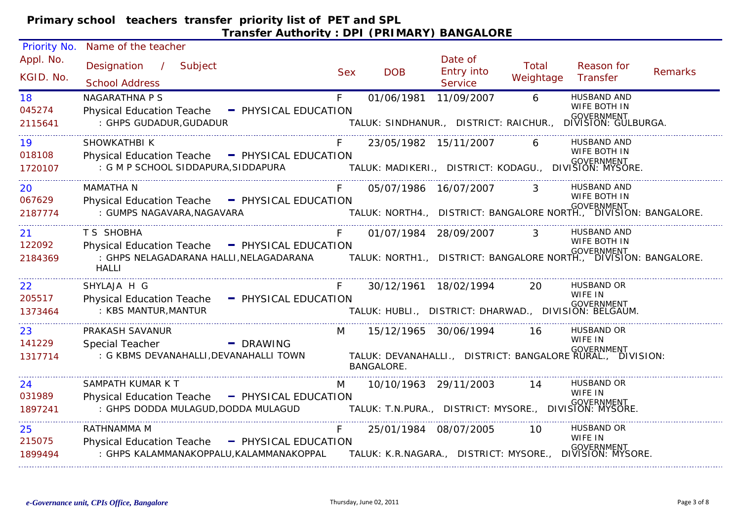# Primary school teachers transfer priority list of PET and SPL

## Transfer Authority : DPI (PRIMARY) BANGALORE

| Priority No. / Appl. No. / KGID. No. | Name of the teacher / Designation / Subject / School Address | Sex | DOB | Date of Entry into Service | Total Weightage | Reason for Transfer | Remarks |
|---|---|---|---|---|---|---|---|
| 18 / 045274 / 2115641 | NAGARATHNA P S / Physical Education Teache - PHYSICAL EDUCATION / : GHPS GUDADUR,GUDADUR TALUK: SINDHANUR., DISTRICT: RAICHUR., DIVISION: GULBURGA. | F | 01/06/1981 | 11/09/2007 | 6 | HUSBAND AND WIFE BOTH IN GOVERNMENT | |
| 19 / 018108 / 1720107 | SHOWKATHBI K / Physical Education Teache - PHYSICAL EDUCATION / : G M P SCHOOL SIDDAPURA,SIDDAPURA TALUK: MADIKERI., DISTRICT: KODAGU., DIVISION: MYSORE. | F | 23/05/1982 | 15/11/2007 | 6 | HUSBAND AND WIFE BOTH IN GOVERNMENT | |
| 20 / 067629 / 2187774 | MAMATHA N / Physical Education Teache - PHYSICAL EDUCATION / : GUMPS NAGAVARA,NAGAVARA TALUK: NORTH4., DISTRICT: BANGALORE NORTH., DIVISION: BANGALORE. | F | 05/07/1986 | 16/07/2007 | 3 | HUSBAND AND WIFE BOTH IN GOVERNMENT | |
| 21 / 122092 / 2184369 | T S SHOBHA / Physical Education Teache - PHYSICAL EDUCATION / : GHPS NELAGADARANA HALLI,NELAGADARANA HALLI TALUK: NORTH1., DISTRICT: BANGALORE NORTH., DIVISION: BANGALORE. | F | 01/07/1984 | 28/09/2007 | 3 | HUSBAND AND WIFE BOTH IN GOVERNMENT | |
| 22 / 205517 / 1373464 | SHYLAJA H G / Physical Education Teache - PHYSICAL EDUCATION / : KBS MANTUR,MANTUR TALUK: HUBLI., DISTRICT: DHARWAD., DIVISION: BELGAUM. | F | 30/12/1961 | 18/02/1994 | 20 | HUSBAND OR WIFE IN GOVERNMENT | |
| 23 / 141229 / 1317714 | PRAKASH SAVANUR / Special Teacher - DRAWING / : G KBMS DEVANAHALLI,DEVANAHALLI TOWN TALUK: DEVANAHALLI., DISTRICT: BANGALORE RURAL., DIVISION: BANGALORE. | M | 15/12/1965 | 30/06/1994 | 16 | HUSBAND OR WIFE IN GOVERNMENT | |
| 24 / 031989 / 1897241 | SAMPATH KUMAR K T / Physical Education Teache - PHYSICAL EDUCATION / : GHPS DODDA MULAGUD,DODDA MULAGUD TALUK: T.N.PURA., DISTRICT: MYSORE., DIVISION: MYSORE. | M | 10/10/1963 | 29/11/2003 | 14 | HUSBAND OR WIFE IN GOVERNMENT | |
| 25 / 215075 / 1899494 | RATHNAMMA M / Physical Education Teache - PHYSICAL EDUCATION / : GHPS KALAMMANAKOPPALU,KALAMMANAKOPPAL TALUK: K.R.NAGARA., DISTRICT: MYSORE., DIVISION: MYSORE. | F | 25/01/1984 | 08/07/2005 | 10 | HUSBAND OR WIFE IN GOVERNMENT | |

*e-Governance unit, CPIs Office, Bangalore* Thursday, June 02, 2011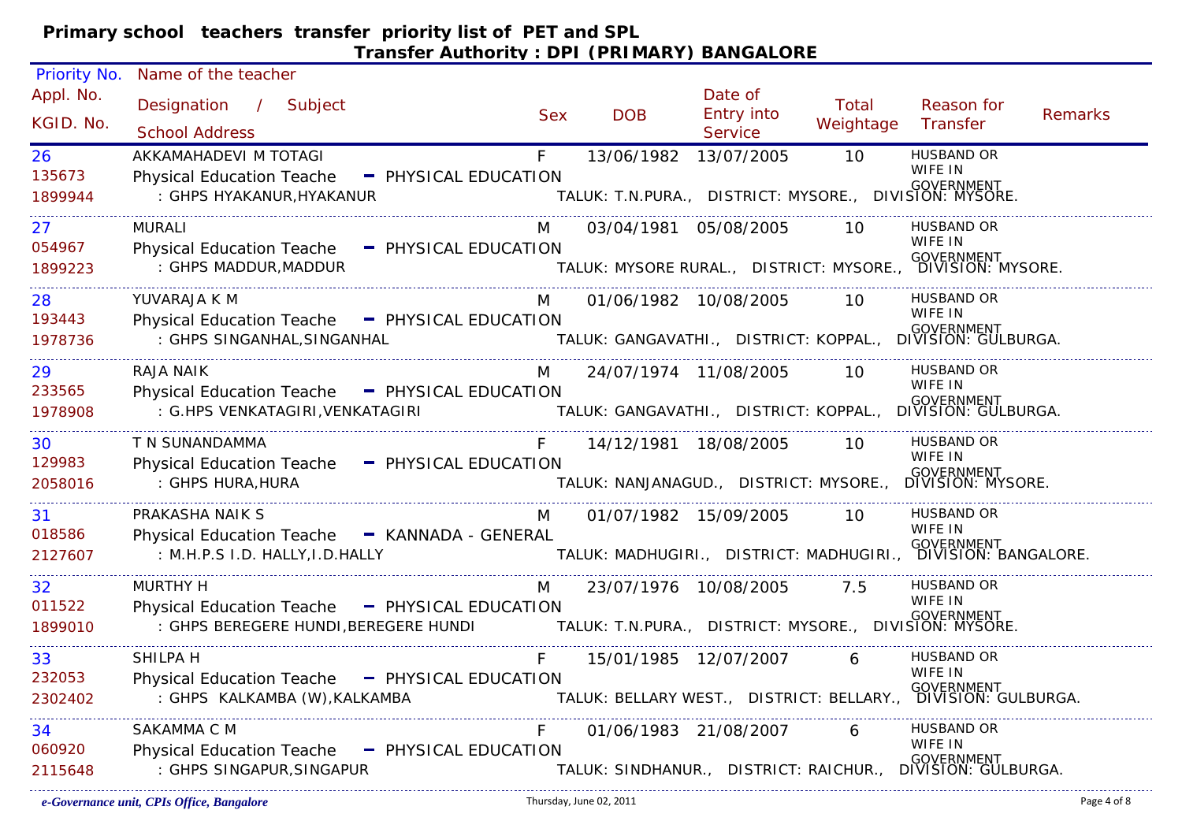**Primary school teachers transfer priority list of PET and SPL**

**Transfer Authority : DPI (PRIMARY) BANGALORE**

| Priority No. / Appl. No. / KGID. No. | Name of the teacher / Designation / Subject / School Address | Sex | DOB | Date of Entry into Service | Total Weightage | Reason for Transfer | Remarks |
|---|---|---|---|---|---|---|---|
| 26 / 135673 / 1899944 | AKKAMAHADEVI M TOTAGI / Physical Education Teache - PHYSICAL EDUCATION / : GHPS HYAKANUR,HYAKANUR TALUK: T.N.PURA., DISTRICT: MYSORE., DIVISION: MYSORE. | F | 13/06/1982 | 13/07/2005 | 10 | HUSBAND OR WIFE IN GOVERNMENT | |
| 27 / 054967 / 1899223 | MURALI / Physical Education Teache - PHYSICAL EDUCATION / : GHPS MADDUR,MADDUR TALUK: MYSORE RURAL., DISTRICT: MYSORE., DIVISION: MYSORE. | M | 03/04/1981 | 05/08/2005 | 10 | HUSBAND OR WIFE IN GOVERNMENT | |
| 28 / 193443 / 1978736 | YUVARAJA K M / Physical Education Teache - PHYSICAL EDUCATION / : GHPS SINGANHAL,SINGANHAL TALUK: GANGAVATHI., DISTRICT: KOPPAL., DIVISION: GULBURGA. | M | 01/06/1982 | 10/08/2005 | 10 | HUSBAND OR WIFE IN GOVERNMENT | |
| 29 / 233565 / 1978908 | RAJA NAIK / Physical Education Teache - PHYSICAL EDUCATION / : G.HPS VENKATAGIRI,VENKATAGIRI TALUK: GANGAVATHI., DISTRICT: KOPPAL., DIVISION: GULBURGA. | M | 24/07/1974 | 11/08/2005 | 10 | HUSBAND OR WIFE IN GOVERNMENT | |
| 30 / 129983 / 2058016 | T N SUNANDAMMA / Physical Education Teache - PHYSICAL EDUCATION / : GHPS HURA,HURA TALUK: NANJANAGUD., DISTRICT: MYSORE., DIVISION: MYSORE. | F | 14/12/1981 | 18/08/2005 | 10 | HUSBAND OR WIFE IN GOVERNMENT | |
| 31 / 018586 / 2127607 | PRAKASHA NAIK S / Physical Education Teache - KANNADA - GENERAL / : M.H.P.S I.D. HALLY,I.D.HALLY TALUK: MADHUGIRI., DISTRICT: MADHUGIRI., DIVISION: BANGALORE. | M | 01/07/1982 | 15/09/2005 | 10 | HUSBAND OR WIFE IN GOVERNMENT | |
| 32 / 011522 / 1899010 | MURTHY H / Physical Education Teache - PHYSICAL EDUCATION / : GHPS BEREGERE HUNDI,BEREGERE HUNDI TALUK: T.N.PURA., DISTRICT: MYSORE., DIVISION: MYSORE. | M | 23/07/1976 | 10/08/2005 | 7.5 | HUSBAND OR WIFE IN GOVERNMENT | |
| 33 / 232053 / 2302402 | SHILPA H / Physical Education Teache - PHYSICAL EDUCATION / : GHPS KALKAMBA (W),KALKAMBA TALUK: BELLARY WEST., DISTRICT: BELLARY., DIVISION: GULBURGA. | F | 15/01/1985 | 12/07/2007 | 6 | HUSBAND OR WIFE IN GOVERNMENT | |
| 34 / 060920 / 2115648 | SAKAMMA C M / Physical Education Teache - PHYSICAL EDUCATION / : GHPS SINGAPUR,SINGAPUR TALUK: SINDHANUR., DISTRICT: RAICHUR., DIVISION: GULBURGA. | F | 01/06/1983 | 21/08/2007 | 6 | HUSBAND OR WIFE IN GOVERNMENT | |

*e-Governance unit, CPIs Office, Bangalore*

Thursday, June 02, 2011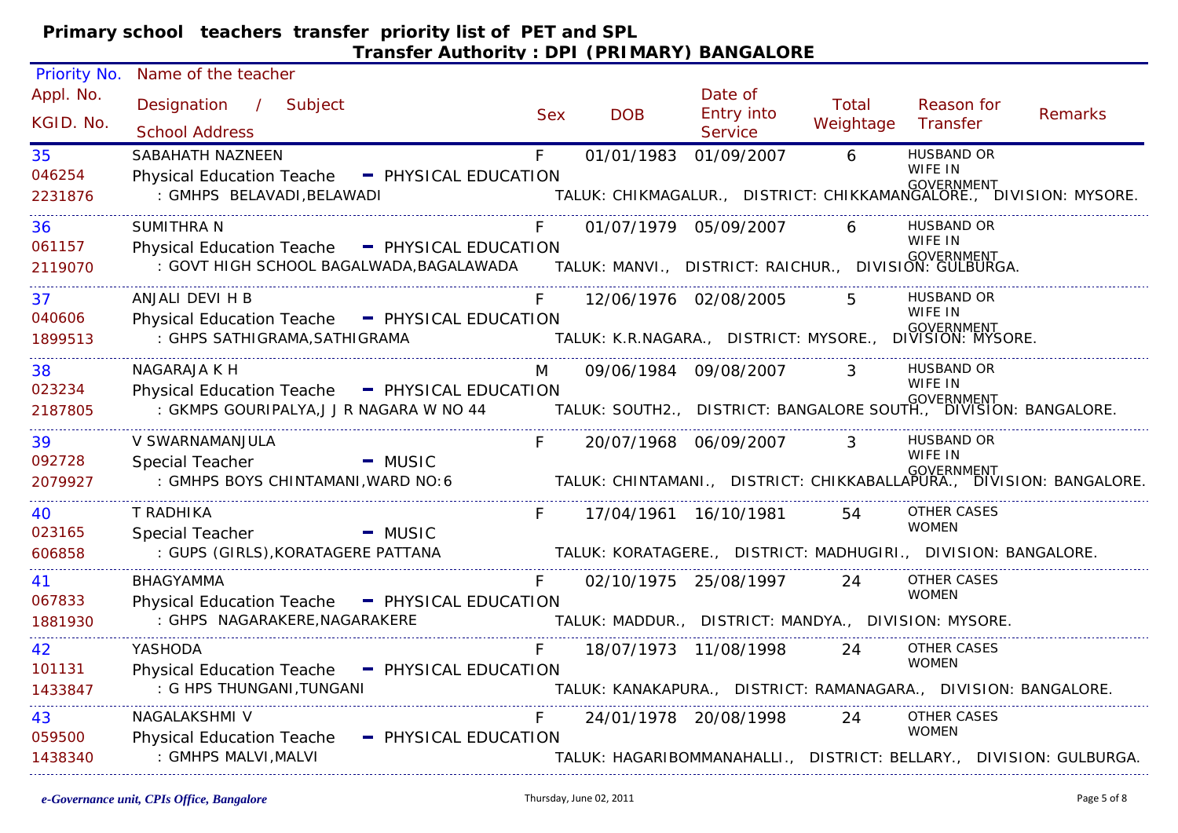# Primary school teachers transfer priority list of PET and SPL

## Transfer Authority : DPI (PRIMARY) BANGALORE

| Priority No. / Appl. No. / KGID. No. | Name of the teacher / Designation / Subject / School Address | Sex | DOB | Date of Entry into Service | Total Weightage | Reason for Transfer | Remarks |
|---|---|---|---|---|---|---|---|
| 35 / 046254 / 2231876 | SABAHATH NAZNEEN / Physical Education Teache - PHYSICAL EDUCATION / : GMHPS BELAVADI,BELAWADI TALUK: CHIKMAGALUR., DISTRICT: CHIKKAMANGALORE., DIVISION: MYSORE. | F | 01/01/1983 | 01/09/2007 | 6 | HUSBAND OR WIFE IN GOVERNMENT | |
| 36 / 061157 / 2119070 | SUMITHRA N / Physical Education Teache - PHYSICAL EDUCATION / : GOVT HIGH SCHOOL BAGALWADA,BAGALAWADA TALUK: MANVI., DISTRICT: RAICHUR., DIVISION: GULBURGA. | F | 01/07/1979 | 05/09/2007 | 6 | HUSBAND OR WIFE IN GOVERNMENT | |
| 37 / 040606 / 1899513 | ANJALI DEVI H B / Physical Education Teache - PHYSICAL EDUCATION / : GHPS SATHIGRAMA,SATHIGRAMA TALUK: K.R.NAGARA., DISTRICT: MYSORE., DIVISION: MYSORE. | F | 12/06/1976 | 02/08/2005 | 5 | HUSBAND OR WIFE IN GOVERNMENT | |
| 38 / 023234 / 2187805 | NAGARAJA K H / Physical Education Teache - PHYSICAL EDUCATION / : GKMPS GOURIPALYA,J J R NAGARA W NO 44 TALUK: SOUTH2., DISTRICT: BANGALORE SOUTH., DIVISION: BANGALORE. | M | 09/06/1984 | 09/08/2007 | 3 | HUSBAND OR WIFE IN GOVERNMENT | |
| 39 / 092728 / 2079927 | V SWARNAMANJULA / Special Teacher - MUSIC / : GMHPS BOYS CHINTAMANI,WARD NO:6 TALUK: CHINTAMANI., DISTRICT: CHIKKABALLAPURA., DIVISION: BANGALORE. | F | 20/07/1968 | 06/09/2007 | 3 | HUSBAND OR WIFE IN GOVERNMENT | |
| 40 / 023165 / 606858 | T RADHIKA / Special Teacher - MUSIC / : GUPS (GIRLS),KORATAGERE PATTANA TALUK: KORATAGERE., DISTRICT: MADHUGIRI., DIVISION: BANGALORE. | F | 17/04/1961 | 16/10/1981 | 54 | OTHER CASES WOMEN | |
| 41 / 067833 / 1881930 | BHAGYAMMA / Physical Education Teache - PHYSICAL EDUCATION / : GHPS NAGARAKERE,NAGARAKERE TALUK: MADDUR., DISTRICT: MANDYA., DIVISION: MYSORE. | F | 02/10/1975 | 25/08/1997 | 24 | OTHER CASES WOMEN | |
| 42 / 101131 / 1433847 | YASHODA / Physical Education Teache - PHYSICAL EDUCATION / : G HPS THUNGANI,TUNGANI TALUK: KANAKAPURA., DISTRICT: RAMANAGARA., DIVISION: BANGALORE. | F | 18/07/1973 | 11/08/1998 | 24 | OTHER CASES WOMEN | |
| 43 / 059500 / 1438340 | NAGALAKSHMI V / Physical Education Teache - PHYSICAL EDUCATION / : GMHPS MALVI,MALVI TALUK: HAGARIBOMMANAHALLI., DISTRICT: BELLARY., DIVISION: GULBURGA. | F | 24/01/1978 | 20/08/1998 | 24 | OTHER CASES WOMEN | |

*e-Governance unit, CPIs Office, Bangalore* Thursday, June 02, 2011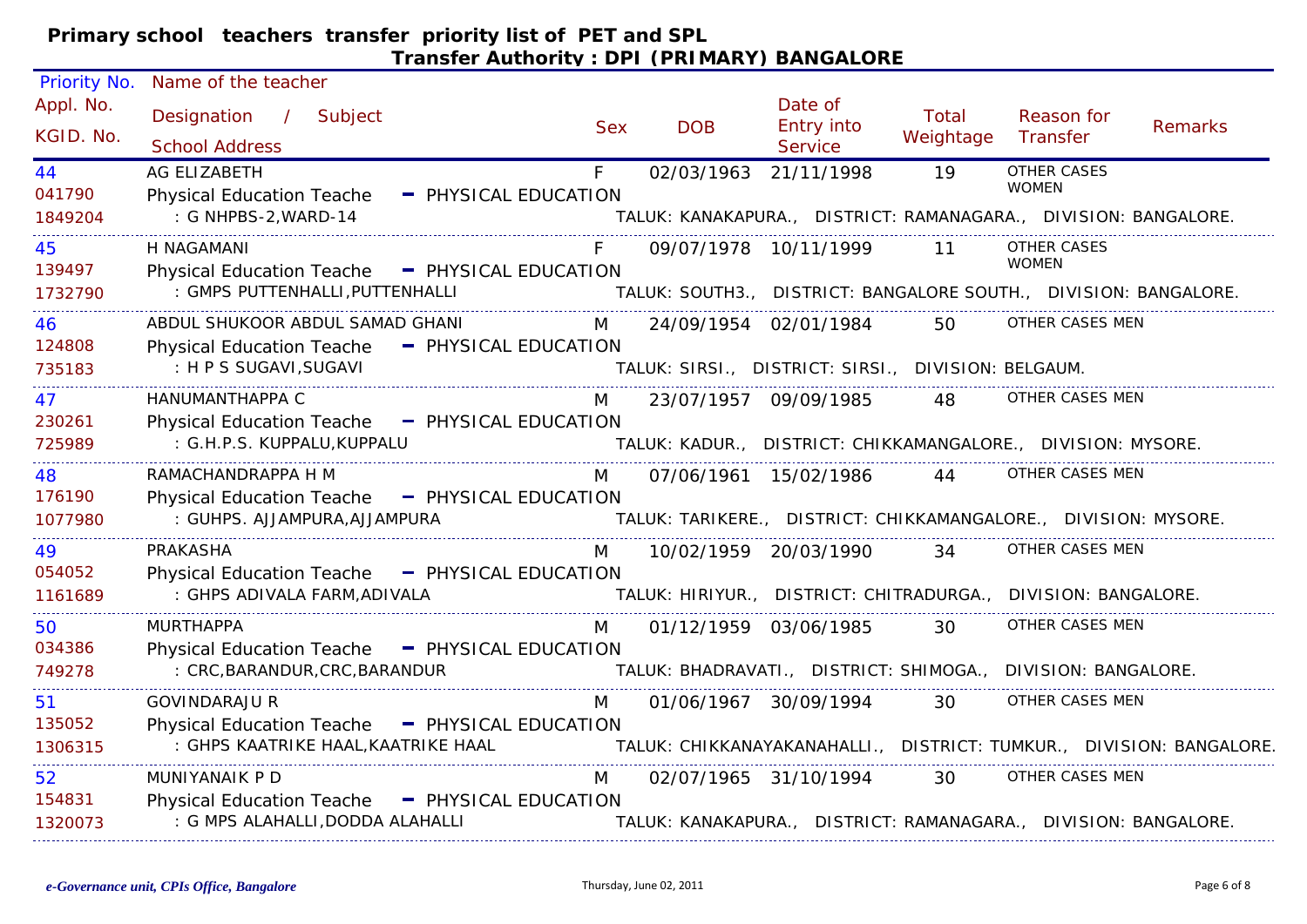# Primary school teachers transfer priority list of PET and SPL

## Transfer Authority : DPI (PRIMARY) BANGALORE

| Priority No. / Appl. No. / KGID. No. | Name of the teacher / Designation / Subject / School Address | Sex | DOB | Date of Entry into Service | Total Weightage | Reason for Transfer | Remarks |
|---|---|---|---|---|---|---|---|
| 44<br>041790<br>1849204 | AG ELIZABETH<br>Physical Education Teache - PHYSICAL EDUCATION<br>: G NHPBS-2,WARD-14<br>TALUK: KANAKAPURA., DISTRICT: RAMANAGARA., DIVISION: BANGALORE. | F | 02/03/1963 | 21/11/1998 | 19 | OTHER CASES WOMEN | |
| 45<br>139497<br>1732790 | H NAGAMANI<br>Physical Education Teache - PHYSICAL EDUCATION<br>: GMPS PUTTENHALLI,PUTTENHALLI<br>TALUK: SOUTH3., DISTRICT: BANGALORE SOUTH., DIVISION: BANGALORE. | F | 09/07/1978 | 10/11/1999 | 11 | OTHER CASES WOMEN | |
| 46<br>124808<br>735183 | ABDUL SHUKOOR ABDUL SAMAD GHANI<br>Physical Education Teache - PHYSICAL EDUCATION<br>: H P S SUGAVI,SUGAVI<br>TALUK: SIRSI., DISTRICT: SIRSI., DIVISION: BELGAUM. | M | 24/09/1954 | 02/01/1984 | 50 | OTHER CASES MEN | |
| 47<br>230261<br>725989 | HANUMANTHAPPA C<br>Physical Education Teache - PHYSICAL EDUCATION<br>: G.H.P.S. KUPPALU,KUPPALU<br>TALUK: KADUR., DISTRICT: CHIKKAMANGALORE., DIVISION: MYSORE. | M | 23/07/1957 | 09/09/1985 | 48 | OTHER CASES MEN | |
| 48<br>176190<br>1077980 | RAMACHANDRAPPA H M<br>Physical Education Teache - PHYSICAL EDUCATION<br>: GUHPS. AJJAMPURA,AJJAMPURA<br>TALUK: TARIKERE., DISTRICT: CHIKKAMANGALORE., DIVISION: MYSORE. | M | 07/06/1961 | 15/02/1986 | 44 | OTHER CASES MEN | |
| 49<br>054052<br>1161689 | PRAKASHA<br>Physical Education Teache - PHYSICAL EDUCATION<br>: GHPS ADIVALA FARM,ADIVALA<br>TALUK: HIRIYUR., DISTRICT: CHITRADURGA., DIVISION: BANGALORE. | M | 10/02/1959 | 20/03/1990 | 34 | OTHER CASES MEN | |
| 50<br>034386<br>749278 | MURTHAPPA<br>Physical Education Teache - PHYSICAL EDUCATION<br>: CRC,BARANDUR,CRC,BARANDUR<br>TALUK: BHADRAVATI., DISTRICT: SHIMOGA., DIVISION: BANGALORE. | M | 01/12/1959 | 03/06/1985 | 30 | OTHER CASES MEN | |
| 51<br>135052<br>1306315 | GOVINDARAJU R<br>Physical Education Teache - PHYSICAL EDUCATION<br>: GHPS KAATRIKE HAAL,KAATRIKE HAAL<br>TALUK: CHIKKANAYAKANAHALLI., DISTRICT: TUMKUR., DIVISION: BANGALORE. | M | 01/06/1967 | 30/09/1994 | 30 | OTHER CASES MEN | |
| 52<br>154831<br>1320073 | MUNIYANAIK P D<br>Physical Education Teache - PHYSICAL EDUCATION<br>: G MPS ALAHALLI,DODDA ALAHALLI<br>TALUK: KANAKAPURA., DISTRICT: RAMANAGARA., DIVISION: BANGALORE. | M | 02/07/1965 | 31/10/1994 | 30 | OTHER CASES MEN | |

*e-Governance unit, CPIs Office, Bangalore* Thursday, June 02, 2011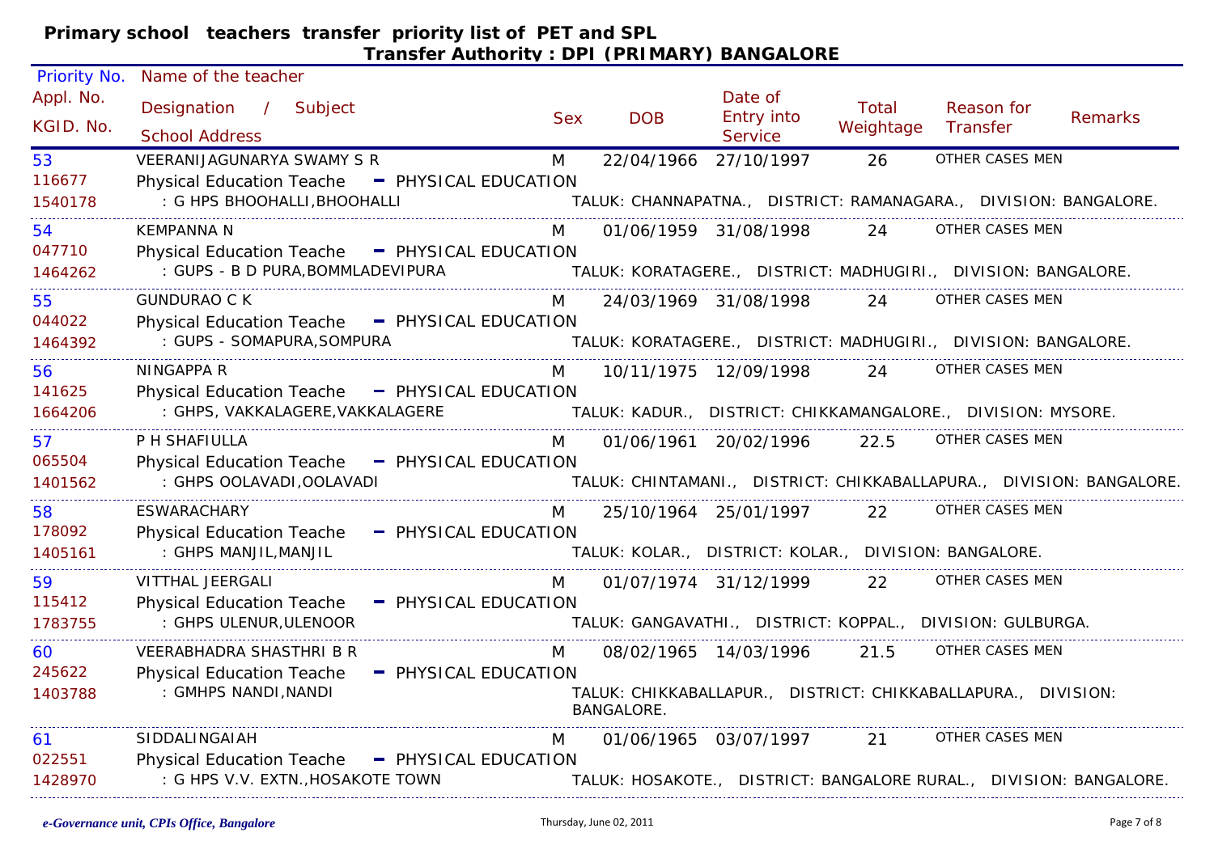# Primary school teachers transfer priority list of PET and SPL

## Transfer Authority : DPI (PRIMARY) BANGALORE

| Priority No. / Appl. No. / KGID. No. | Name of the teacher / Designation / Subject / School Address | Sex | DOB | Date of Entry into Service | Total Weightage | Reason for Transfer | Remarks |
|---|---|---|---|---|---|---|---|
| 53 / 116677 / 1540178 | VEERANIJAGUNARYA SWAMY S R / Physical Education Teache - PHYSICAL EDUCATION / : G HPS BHOOHALLI,BHOOHALLI TALUK: CHANNAPATNA., DISTRICT: RAMANAGARA., DIVISION: BANGALORE. | M | 22/04/1966 | 27/10/1997 | 26 | OTHER CASES MEN | |
| 54 / 047710 / 1464262 | KEMPANNA N / Physical Education Teache - PHYSICAL EDUCATION / : GUPS - B D PURA,BOMMLADEVIPURA TALUK: KORATAGERE., DISTRICT: MADHUGIRI., DIVISION: BANGALORE. | M | 01/06/1959 | 31/08/1998 | 24 | OTHER CASES MEN | |
| 55 / 044022 / 1464392 | GUNDURAO C K / Physical Education Teache - PHYSICAL EDUCATION / : GUPS - SOMAPURA,SOMPURA TALUK: KORATAGERE., DISTRICT: MADHUGIRI., DIVISION: BANGALORE. | M | 24/03/1969 | 31/08/1998 | 24 | OTHER CASES MEN | |
| 56 / 141625 / 1664206 | NINGAPPA R / Physical Education Teache - PHYSICAL EDUCATION / : GHPS, VAKKALAGERE,VAKKALAGERE TALUK: KADUR., DISTRICT: CHIKKAMANGALORE., DIVISION: MYSORE. | M | 10/11/1975 | 12/09/1998 | 24 | OTHER CASES MEN | |
| 57 / 065504 / 1401562 | P H SHAFIULLA / Physical Education Teache - PHYSICAL EDUCATION / : GHPS OOLAVADI,OOLAVADI TALUK: CHINTAMANI., DISTRICT: CHIKKABALLAPURA., DIVISION: BANGALORE. | M | 01/06/1961 | 20/02/1996 | 22.5 | OTHER CASES MEN | |
| 58 / 178092 / 1405161 | ESWARACHARY / Physical Education Teache - PHYSICAL EDUCATION / : GHPS MANJIL,MANJIL TALUK: KOLAR., DISTRICT: KOLAR., DIVISION: BANGALORE. | M | 25/10/1964 | 25/01/1997 | 22 | OTHER CASES MEN | |
| 59 / 115412 / 1783755 | VITTHAL JEERGALI / Physical Education Teache - PHYSICAL EDUCATION / : GHPS ULENUR,ULENOOR TALUK: GANGAVATHI., DISTRICT: KOPPAL., DIVISION: GULBURGA. | M | 01/07/1974 | 31/12/1999 | 22 | OTHER CASES MEN | |
| 60 / 245622 / 1403788 | VEERABHADRA SHASTHRI B R / Physical Education Teache - PHYSICAL EDUCATION / : GMHPS NANDI,NANDI TALUK: CHIKKABALLAPUR., DISTRICT: CHIKKABALLAPURA., DIVISION: BANGALORE. | M | 08/02/1965 | 14/03/1996 | 21.5 | OTHER CASES MEN | |
| 61 / 022551 / 1428970 | SIDDALINGAIAH / Physical Education Teache - PHYSICAL EDUCATION / : G HPS V.V. EXTN.,HOSAKOTE TOWN TALUK: HOSAKOTE., DISTRICT: BANGALORE RURAL., DIVISION: BANGALORE. | M | 01/06/1965 | 03/07/1997 | 21 | OTHER CASES MEN | |

*e-Governance unit, CPIs Office, Bangalore* Thursday, June 02, 2011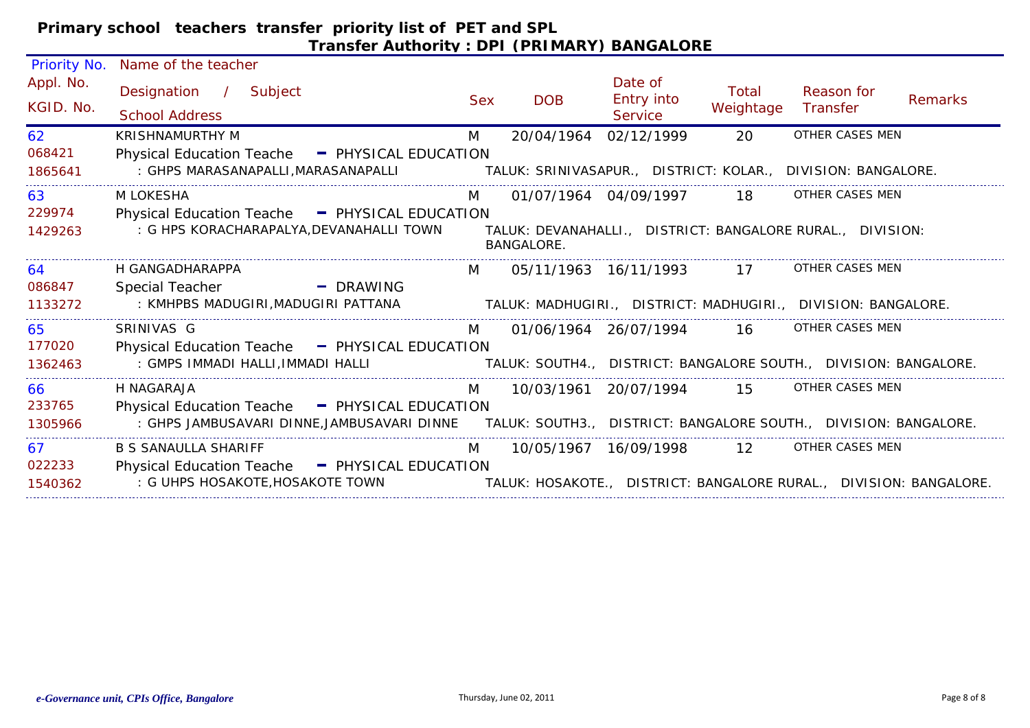# Primary school teachers transfer priority list of PET and SPL

## Transfer Authority : DPI (PRIMARY) BANGALORE

| Priority No. / Appl. No. / KGID. No. | Name of the teacher / Designation / Subject / School Address | Sex | DOB | Date of Entry into Service | Total Weightage | Reason for Transfer | Remarks |
|---|---|---|---|---|---|---|---|
| 62 / 068421 / 1865641 | KRISHNAMURTHY M / Physical Education Teache - PHYSICAL EDUCATION / : GHPS MARASANAPALLI,MARASANAPALLI TALUK: SRINIVASPUR., DISTRICT: KOLAR., DIVISION: BANGALORE. | M | 20/04/1964 | 02/12/1999 | 20 | OTHER CASES MEN | |
| 63 / 229974 / 1429263 | M LOKESHA / Physical Education Teache - PHYSICAL EDUCATION / : G HPS KORACHARAPALYA,DEVANAHALLI TOWN TALUK: DEVANAHALLI., DISTRICT: BANGALORE RURAL., DIVISION: BANGALORE. | M | 01/07/1964 | 04/09/1997 | 18 | OTHER CASES MEN | |
| 64 / 086847 / 1133272 | H GANGADHARAPPA / Special Teacher - DRAWING / : KMHPBS MADUGIRI,MADUGIRI PATTANA TALUK: MADHUGIRI., DISTRICT: MADHUGIRI., DIVISION: BANGALORE. | M | 05/11/1963 | 16/11/1993 | 17 | OTHER CASES MEN | |
| 65 / 177020 / 1362463 | SRINIVAS G / Physical Education Teache - PHYSICAL EDUCATION / : GMPS IMMADI HALLI,IMMADI HALLI TALUK: SOUTH4., DISTRICT: BANGALORE SOUTH., DIVISION: BANGALORE. | M | 01/06/1964 | 26/07/1994 | 16 | OTHER CASES MEN | |
| 66 / 233765 / 1305966 | H NAGARAJA / Physical Education Teache - PHYSICAL EDUCATION / : GHPS JAMBUSAVARI DINNE,JAMBUSAVARI DINNE TALUK: SOUTH3., DISTRICT: BANGALORE SOUTH., DIVISION: BANGALORE. | M | 10/03/1961 | 20/07/1994 | 15 | OTHER CASES MEN | |
| 67 / 022233 / 1540362 | B S SANAULLA SHARIFF / Physical Education Teache - PHYSICAL EDUCATION / : G UHPS HOSAKOTE,HOSAKOTE TOWN TALUK: HOSAKOTE., DISTRICT: BANGALORE RURAL., DIVISION: BANGALORE. | M | 10/05/1967 | 16/09/1998 | 12 | OTHER CASES MEN | |